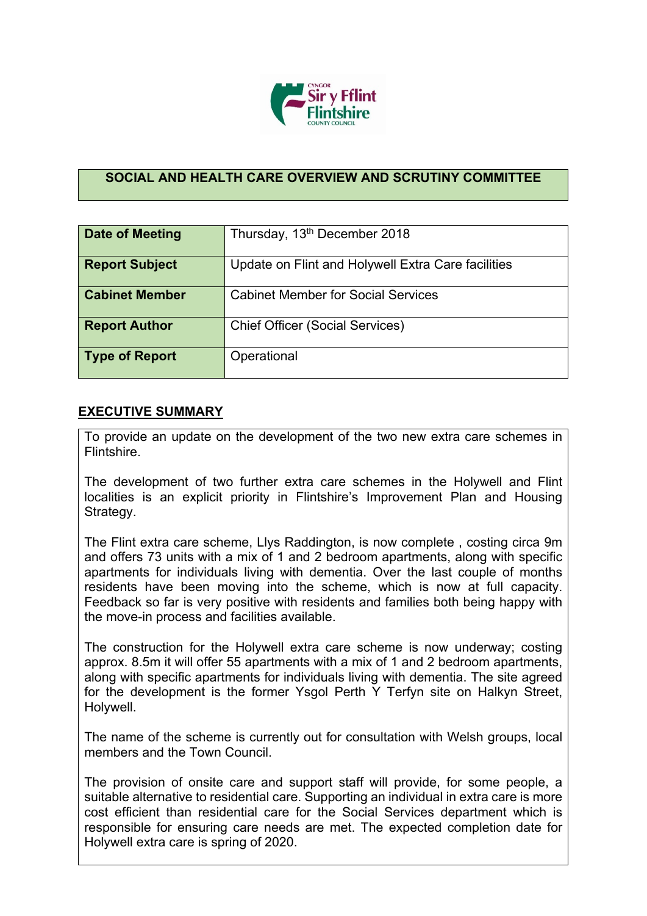**SOCIAL AND HEALTH CARE OVERVIEW AND SCRUTINY COMMITTEE**

| **Date of Meeting** | Thursday, 13th December 2018 |
|---|---|
| **Report Subject** | Update on Flint and Holywell Extra Care facilities |
| **Cabinet Member** | Cabinet Member for Social Services |
| **Report Author** | Chief Officer (Social Services) |
| **Type of Report** | Operational |

## EXECUTIVE SUMMARY

To provide an update on the development of the two new extra care schemes in Flintshire.

The development of two further extra care schemes in the Holywell and Flint localities is an explicit priority in Flintshire's Improvement Plan and Housing Strategy.

The Flint extra care scheme, Llys Raddington, is now complete , costing circa 9m and offers 73 units with a mix of 1 and 2 bedroom apartments, along with specific apartments for individuals living with dementia. Over the last couple of months residents have been moving into the scheme, which is now at full capacity. Feedback so far is very positive with residents and families both being happy with the move-in process and facilities available.

The construction for the Holywell extra care scheme is now underway; costing approx. 8.5m it will offer 55 apartments with a mix of 1 and 2 bedroom apartments, along with specific apartments for individuals living with dementia. The site agreed for the development is the former Ysgol Perth Y Terfyn site on Halkyn Street, Holywell.

The name of the scheme is currently out for consultation with Welsh groups, local members and the Town Council.

The provision of onsite care and support staff will provide, for some people, a suitable alternative to residential care. Supporting an individual in extra care is more cost efficient than residential care for the Social Services department which is responsible for ensuring care needs are met. The expected completion date for Holywell extra care is spring of 2020.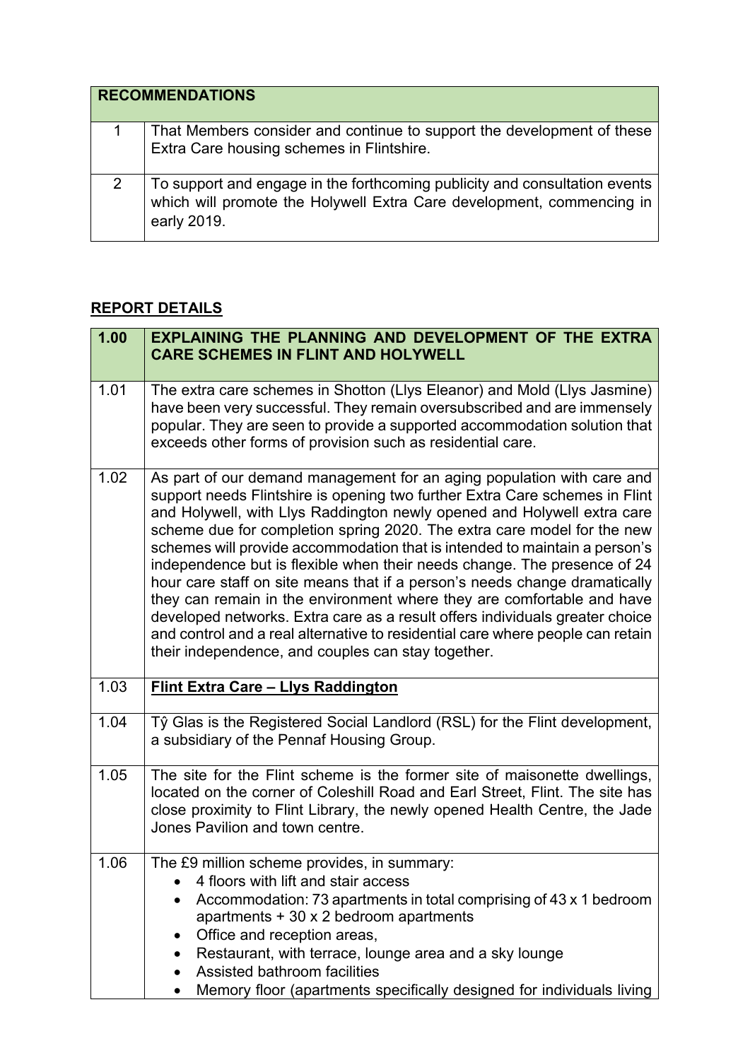| RECOMMENDATIONS | |
|---|---|
| 1 | That Members consider and continue to support the development of these Extra Care housing schemes in Flintshire. |
| 2 | To support and engage in the forthcoming publicity and consultation events which will promote the Holywell Extra Care development, commencing in early 2019. |

## REPORT DETAILS

| 1.00 | EXPLAINING THE PLANNING AND DEVELOPMENT OF THE EXTRA CARE SCHEMES IN FLINT AND HOLYWELL |
|---|---|
| 1.01 | The extra care schemes in Shotton (Llys Eleanor) and Mold (Llys Jasmine) have been very successful. They remain oversubscribed and are immensely popular. They are seen to provide a supported accommodation solution that exceeds other forms of provision such as residential care. |
| 1.02 | As part of our demand management for an aging population with care and support needs Flintshire is opening two further Extra Care schemes in Flint and Holywell, with Llys Raddington newly opened and Holywell extra care scheme due for completion spring 2020. The extra care model for the new schemes will provide accommodation that is intended to maintain a person's independence but is flexible when their needs change. The presence of 24 hour care staff on site means that if a person's needs change dramatically they can remain in the environment where they are comfortable and have developed networks. Extra care as a result offers individuals greater choice and control and a real alternative to residential care where people can retain their independence, and couples can stay together. |
| 1.03 | **Flint Extra Care – Llys Raddington** |
| 1.04 | Tŷ Glas is the Registered Social Landlord (RSL) for the Flint development, a subsidiary of the Pennaf Housing Group. |
| 1.05 | The site for the Flint scheme is the former site of maisonette dwellings, located on the corner of Coleshill Road and Earl Street, Flint. The site has close proximity to Flint Library, the newly opened Health Centre, the Jade Jones Pavilion and town centre. |
| 1.06 | The £9 million scheme provides, in summary:<br>• 4 floors with lift and stair access<br>• Accommodation: 73 apartments in total comprising of 43 x 1 bedroom apartments + 30 x 2 bedroom apartments<br>• Office and reception areas,<br>• Restaurant, with terrace, lounge area and a sky lounge<br>• Assisted bathroom facilities<br>• Memory floor (apartments specifically designed for individuals living |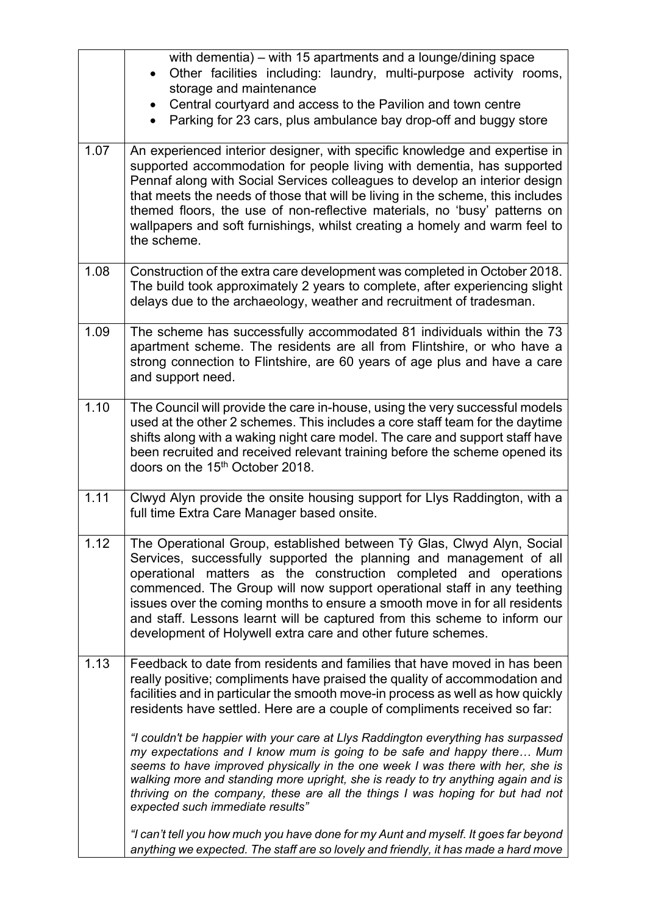| | |
|---|---|
| | with dementia) – with 15 apartments and a lounge/dining space<br>• Other facilities including: laundry, multi-purpose activity rooms, storage and maintenance<br>• Central courtyard and access to the Pavilion and town centre<br>• Parking for 23 cars, plus ambulance bay drop-off and buggy store |
| 1.07 | An experienced interior designer, with specific knowledge and expertise in supported accommodation for people living with dementia, has supported Pennaf along with Social Services colleagues to develop an interior design that meets the needs of those that will be living in the scheme, this includes themed floors, the use of non-reflective materials, no 'busy' patterns on wallpapers and soft furnishings, whilst creating a homely and warm feel to the scheme. |
| 1.08 | Construction of the extra care development was completed in October 2018. The build took approximately 2 years to complete, after experiencing slight delays due to the archaeology, weather and recruitment of tradesman. |
| 1.09 | The scheme has successfully accommodated 81 individuals within the 73 apartment scheme. The residents are all from Flintshire, or who have a strong connection to Flintshire, are 60 years of age plus and have a care and support need. |
| 1.10 | The Council will provide the care in-house, using the very successful models used at the other 2 schemes. This includes a core staff team for the daytime shifts along with a waking night care model. The care and support staff have been recruited and received relevant training before the scheme opened its doors on the 15th October 2018. |
| 1.11 | Clwyd Alyn provide the onsite housing support for Llys Raddington, with a full time Extra Care Manager based onsite. |
| 1.12 | The Operational Group, established between Tŷ Glas, Clwyd Alyn, Social Services, successfully supported the planning and management of all operational matters as the construction completed and operations commenced. The Group will now support operational staff in any teething issues over the coming months to ensure a smooth move in for all residents and staff. Lessons learnt will be captured from this scheme to inform our development of Holywell extra care and other future schemes. |
| 1.13 | Feedback to date from residents and families that have moved in has been really positive; compliments have praised the quality of accommodation and facilities and in particular the smooth move-in process as well as how quickly residents have settled. Here are a couple of compliments received so far:<br><br>*"I couldn't be happier with your care at Llys Raddington everything has surpassed my expectations and I know mum is going to be safe and happy there… Mum seems to have improved physically in the one week I was there with her, she is walking more and standing more upright, she is ready to try anything again and is thriving on the company, these are all the things I was hoping for but had not expected such immediate results"*<br><br>*"I can't tell you how much you have done for my Aunt and myself. It goes far beyond anything we expected. The staff are so lovely and friendly, it has made a hard move* |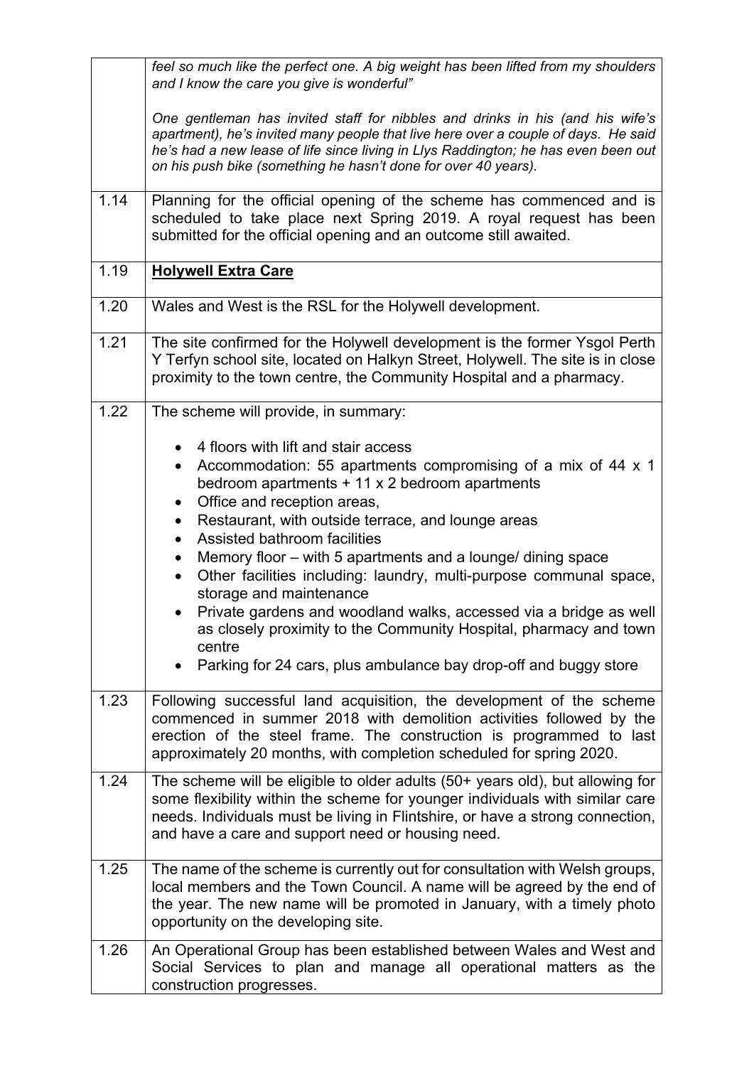| | |
|---|---|
| | *feel so much like the perfect one. A big weight has been lifted from my shoulders and I know the care you give is wonderful"*<br><br>*One gentleman has invited staff for nibbles and drinks in his (and his wife's apartment), he's invited many people that live here over a couple of days. He said he's had a new lease of life since living in Llys Raddington; he has even been out on his push bike (something he hasn't done for over 40 years).* |
| 1.14 | Planning for the official opening of the scheme has commenced and is scheduled to take place next Spring 2019. A royal request has been submitted for the official opening and an outcome still awaited. |
| 1.19 | **<u>Holywell Extra Care</u>** |
| 1.20 | Wales and West is the RSL for the Holywell development. |
| 1.21 | The site confirmed for the Holywell development is the former Ysgol Perth Y Terfyn school site, located on Halkyn Street, Holywell. The site is in close proximity to the town centre, the Community Hospital and a pharmacy. |
| 1.22 | The scheme will provide, in summary:<br><br>• 4 floors with lift and stair access<br>• Accommodation: 55 apartments compromising of a mix of 44 x 1 bedroom apartments + 11 x 2 bedroom apartments<br>• Office and reception areas,<br>• Restaurant, with outside terrace, and lounge areas<br>• Assisted bathroom facilities<br>• Memory floor – with 5 apartments and a lounge/ dining space<br>• Other facilities including: laundry, multi-purpose communal space, storage and maintenance<br>• Private gardens and woodland walks, accessed via a bridge as well as closely proximity to the Community Hospital, pharmacy and town centre<br>• Parking for 24 cars, plus ambulance bay drop-off and buggy store |
| 1.23 | Following successful land acquisition, the development of the scheme commenced in summer 2018 with demolition activities followed by the erection of the steel frame. The construction is programmed to last approximately 20 months, with completion scheduled for spring 2020. |
| 1.24 | The scheme will be eligible to older adults (50+ years old), but allowing for some flexibility within the scheme for younger individuals with similar care needs. Individuals must be living in Flintshire, or have a strong connection, and have a care and support need or housing need. |
| 1.25 | The name of the scheme is currently out for consultation with Welsh groups, local members and the Town Council. A name will be agreed by the end of the year. The new name will be promoted in January, with a timely photo opportunity on the developing site. |
| 1.26 | An Operational Group has been established between Wales and West and Social Services to plan and manage all operational matters as the construction progresses. |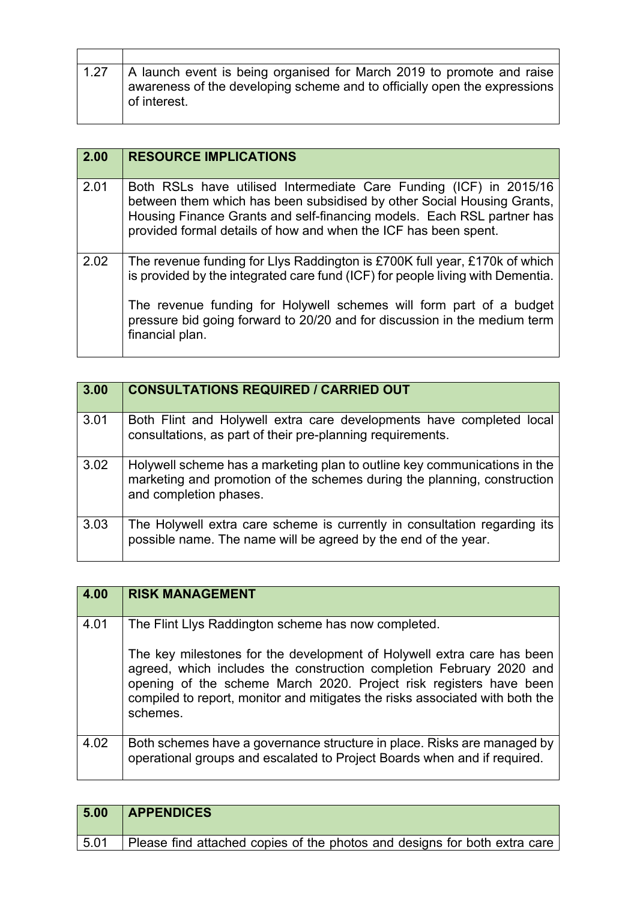| | |
|---|---|
| 1.27 | A launch event is being organised for March 2019 to promote and raise awareness of the developing scheme and to officially open the expressions of interest. |

| 2.00 | RESOURCE IMPLICATIONS |
|---|---|
| 2.01 | Both RSLs have utilised Intermediate Care Funding (ICF) in 2015/16 between them which has been subsidised by other Social Housing Grants, Housing Finance Grants and self-financing models. Each RSL partner has provided formal details of how and when the ICF has been spent. |
| 2.02 | The revenue funding for Llys Raddington is £700K full year, £170k of which is provided by the integrated care fund (ICF) for people living with Dementia.<br><br>The revenue funding for Holywell schemes will form part of a budget pressure bid going forward to 20/20 and for discussion in the medium term financial plan. |

| 3.00 | CONSULTATIONS REQUIRED / CARRIED OUT |
|---|---|
| 3.01 | Both Flint and Holywell extra care developments have completed local consultations, as part of their pre-planning requirements. |
| 3.02 | Holywell scheme has a marketing plan to outline key communications in the marketing and promotion of the schemes during the planning, construction and completion phases. |
| 3.03 | The Holywell extra care scheme is currently in consultation regarding its possible name. The name will be agreed by the end of the year. |

| 4.00 | RISK MANAGEMENT |
|---|---|
| 4.01 | The Flint Llys Raddington scheme has now completed.<br><br>The key milestones for the development of Holywell extra care has been agreed, which includes the construction completion February 2020 and opening of the scheme March 2020. Project risk registers have been compiled to report, monitor and mitigates the risks associated with both the schemes. |
| 4.02 | Both schemes have a governance structure in place. Risks are managed by operational groups and escalated to Project Boards when and if required. |

| 5.00 | APPENDICES |
|---|---|
| 5.01 | Please find attached copies of the photos and designs for both extra care |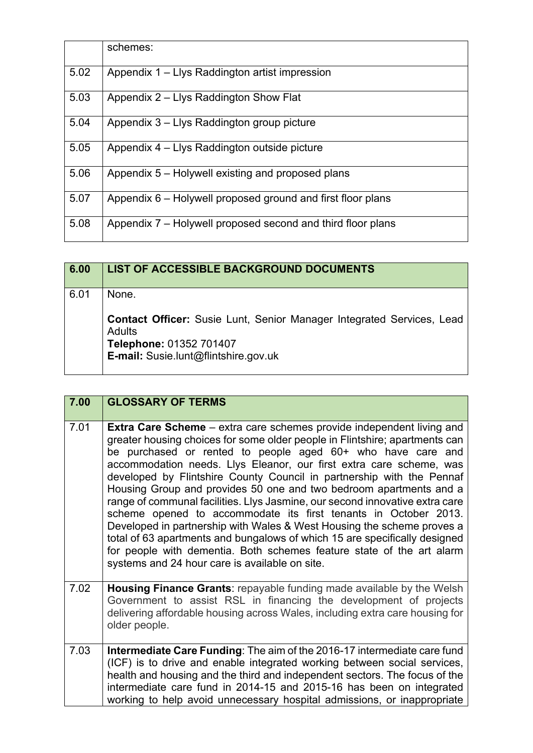| | schemes: |
|---|---|
| 5.02 | Appendix 1 – Llys Raddington artist impression |
| 5.03 | Appendix 2 – Llys Raddington Show Flat |
| 5.04 | Appendix 3 – Llys Raddington group picture |
| 5.05 | Appendix 4 – Llys Raddington outside picture |
| 5.06 | Appendix 5 – Holywell existing and proposed plans |
| 5.07 | Appendix 6 – Holywell proposed ground and first floor plans |
| 5.08 | Appendix 7 – Holywell proposed second and third floor plans |

| 6.00 | LIST OF ACCESSIBLE BACKGROUND DOCUMENTS |
|---|---|
| 6.01 | None.<br><br>**Contact Officer:** Susie Lunt, Senior Manager Integrated Services, Lead Adults<br>**Telephone:** 01352 701407<br>**E-mail:** Susie.lunt@flintshire.gov.uk |

| 7.00 | GLOSSARY OF TERMS |
|---|---|
| 7.01 | **Extra Care Scheme** – extra care schemes provide independent living and greater housing choices for some older people in Flintshire; apartments can be purchased or rented to people aged 60+ who have care and accommodation needs. Llys Eleanor, our first extra care scheme, was developed by Flintshire County Council in partnership with the Pennaf Housing Group and provides 50 one and two bedroom apartments and a range of communal facilities. Llys Jasmine, our second innovative extra care scheme opened to accommodate its first tenants in October 2013. Developed in partnership with Wales & West Housing the scheme proves a total of 63 apartments and bungalows of which 15 are specifically designed for people with dementia. Both schemes feature state of the art alarm systems and 24 hour care is available on site. |
| 7.02 | **Housing Finance Grants**: repayable funding made available by the Welsh Government to assist RSL in financing the development of projects delivering affordable housing across Wales, including extra care housing for older people. |
| 7.03 | **Intermediate Care Funding**: The aim of the 2016-17 intermediate care fund (ICF) is to drive and enable integrated working between social services, health and housing and the third and independent sectors. The focus of the intermediate care fund in 2014-15 and 2015-16 has been on integrated working to help avoid unnecessary hospital admissions, or inappropriate |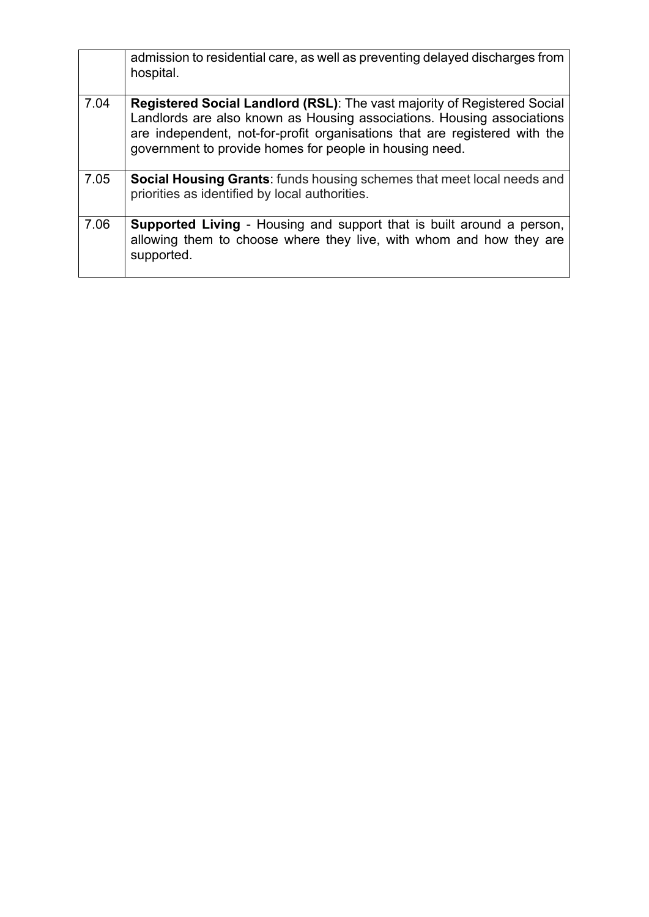| | |
|---|---|
| | admission to residential care, as well as preventing delayed discharges from hospital. |
| 7.04 | **Registered Social Landlord (RSL)**: The vast majority of Registered Social Landlords are also known as Housing associations. Housing associations are independent, not-for-profit organisations that are registered with the government to provide homes for people in housing need. |
| 7.05 | **Social Housing Grants**: funds housing schemes that meet local needs and priorities as identified by local authorities. |
| 7.06 | **Supported Living** - Housing and support that is built around a person, allowing them to choose where they live, with whom and how they are supported. |